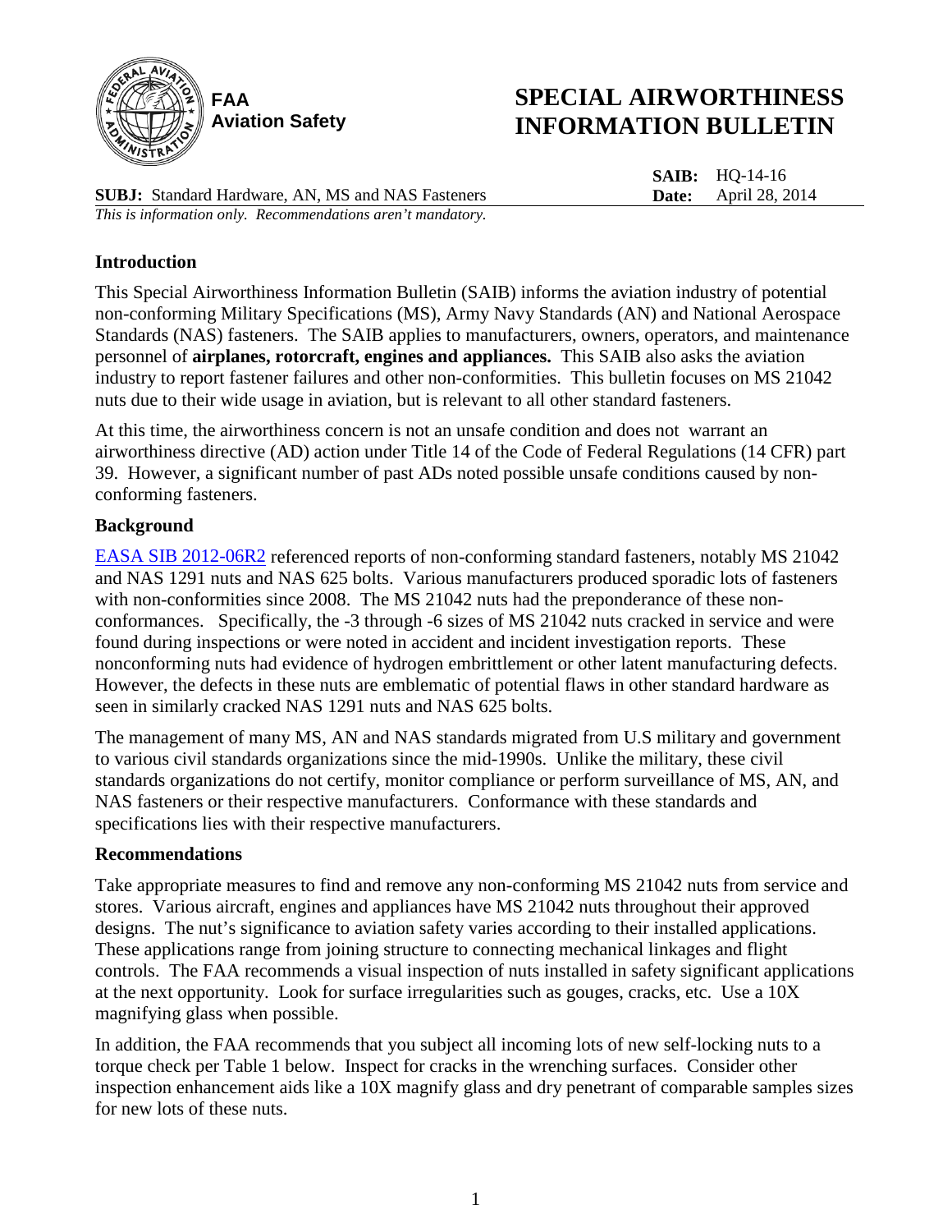FAA
Aviation Safety

# SPECIAL AIRWORTHINESS INFORMATION BULLETIN

**SAIB:** HQ-14-16
**Date:** April 28, 2014

**SUBJ:** Standard Hardware, AN, MS and NAS Fasteners

*This is information only. Recommendations aren't mandatory.*

## Introduction

This Special Airworthiness Information Bulletin (SAIB) informs the aviation industry of potential non-conforming Military Specifications (MS), Army Navy Standards (AN) and National Aerospace Standards (NAS) fasteners. The SAIB applies to manufacturers, owners, operators, and maintenance personnel of **airplanes, rotorcraft, engines and appliances.** This SAIB also asks the aviation industry to report fastener failures and other non-conformities. This bulletin focuses on MS 21042 nuts due to their wide usage in aviation, but is relevant to all other standard fasteners.

At this time, the airworthiness concern is not an unsafe condition and does not warrant an airworthiness directive (AD) action under Title 14 of the Code of Federal Regulations (14 CFR) part 39. However, a significant number of past ADs noted possible unsafe conditions caused by non-conforming fasteners.

## Background

EASA SIB 2012-06R2 referenced reports of non-conforming standard fasteners, notably MS 21042 and NAS 1291 nuts and NAS 625 bolts. Various manufacturers produced sporadic lots of fasteners with non-conformities since 2008. The MS 21042 nuts had the preponderance of these non-conformances. Specifically, the -3 through -6 sizes of MS 21042 nuts cracked in service and were found during inspections or were noted in accident and incident investigation reports. These nonconforming nuts had evidence of hydrogen embrittlement or other latent manufacturing defects. However, the defects in these nuts are emblematic of potential flaws in other standard hardware as seen in similarly cracked NAS 1291 nuts and NAS 625 bolts.

The management of many MS, AN and NAS standards migrated from U.S military and government to various civil standards organizations since the mid-1990s. Unlike the military, these civil standards organizations do not certify, monitor compliance or perform surveillance of MS, AN, and NAS fasteners or their respective manufacturers. Conformance with these standards and specifications lies with their respective manufacturers.

## Recommendations

Take appropriate measures to find and remove any non-conforming MS 21042 nuts from service and stores. Various aircraft, engines and appliances have MS 21042 nuts throughout their approved designs. The nut's significance to aviation safety varies according to their installed applications. These applications range from joining structure to connecting mechanical linkages and flight controls. The FAA recommends a visual inspection of nuts installed in safety significant applications at the next opportunity. Look for surface irregularities such as gouges, cracks, etc. Use a 10X magnifying glass when possible.

In addition, the FAA recommends that you subject all incoming lots of new self-locking nuts to a torque check per Table 1 below. Inspect for cracks in the wrenching surfaces. Consider other inspection enhancement aids like a 10X magnify glass and dry penetrant of comparable samples sizes for new lots of these nuts.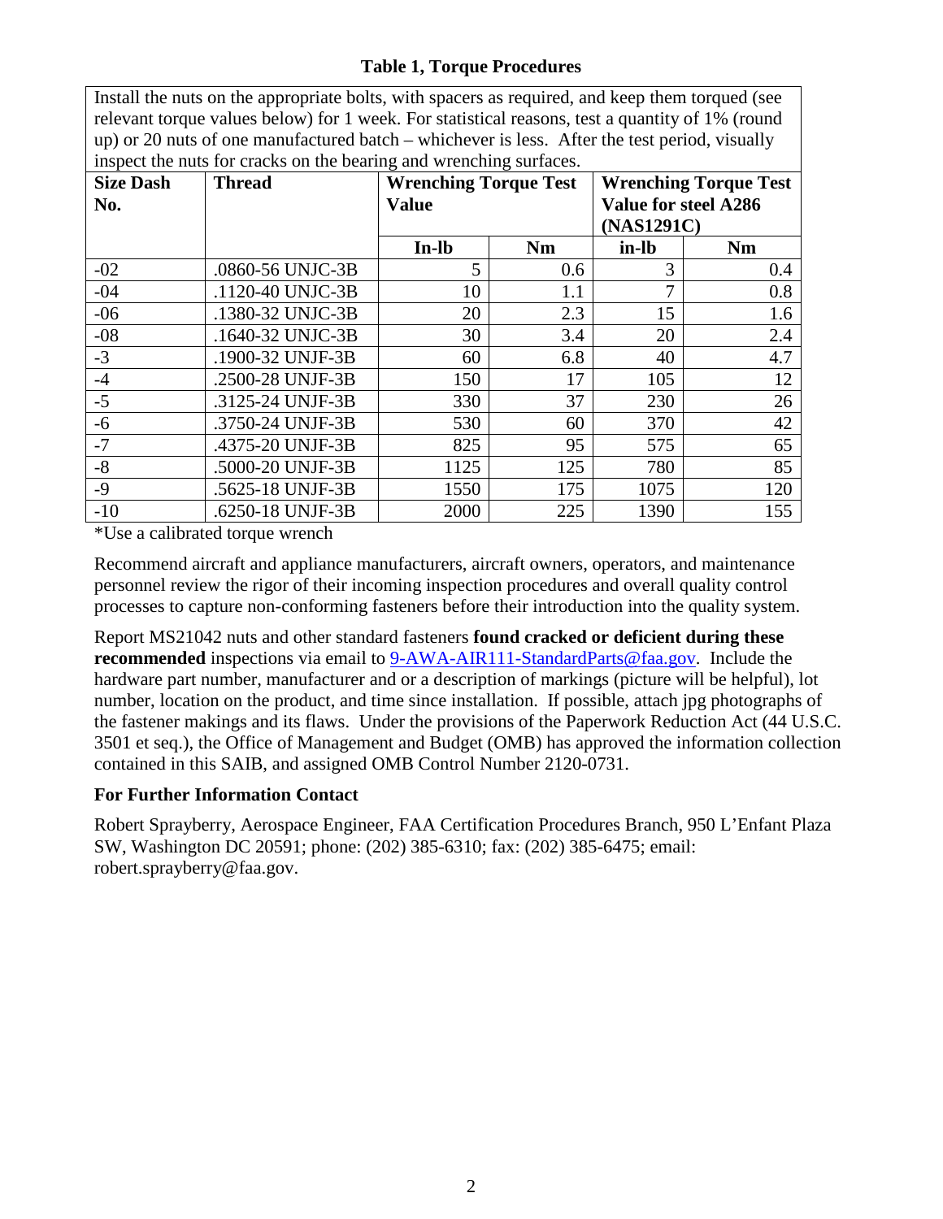**Table 1, Torque Procedures**

| Install the nuts on the appropriate bolts, with spacers as required, and keep them torqued (see relevant torque values below) for 1 week. For statistical reasons, test a quantity of 1% (round up) or 20 nuts of one manufactured batch – whichever is less. After the test period, visually inspect the nuts for cracks on the bearing and wrenching surfaces. | | | | | |
|---|---|---|---|---|---|
| **Size Dash No.** | **Thread** | **Wrenching Torque Test Value** | | **Wrenching Torque Test Value for steel A286 (NAS1291C)** | |
| | | **In-lb** | **Nm** | **in-lb** | **Nm** |
| -02 | .0860-56 UNJC-3B | 5 | 0.6 | 3 | 0.4 |
| -04 | .1120-40 UNJC-3B | 10 | 1.1 | 7 | 0.8 |
| -06 | .1380-32 UNJC-3B | 20 | 2.3 | 15 | 1.6 |
| -08 | .1640-32 UNJC-3B | 30 | 3.4 | 20 | 2.4 |
| -3 | .1900-32 UNJF-3B | 60 | 6.8 | 40 | 4.7 |
| -4 | .2500-28 UNJF-3B | 150 | 17 | 105 | 12 |
| -5 | .3125-24 UNJF-3B | 330 | 37 | 230 | 26 |
| -6 | .3750-24 UNJF-3B | 530 | 60 | 370 | 42 |
| -7 | .4375-20 UNJF-3B | 825 | 95 | 575 | 65 |
| -8 | .5000-20 UNJF-3B | 1125 | 125 | 780 | 85 |
| -9 | .5625-18 UNJF-3B | 1550 | 175 | 1075 | 120 |
| -10 | .6250-18 UNJF-3B | 2000 | 225 | 1390 | 155 |

*Use a calibrated torque wrench

Recommend aircraft and appliance manufacturers, aircraft owners, operators, and maintenance personnel review the rigor of their incoming inspection procedures and overall quality control processes to capture non-conforming fasteners before their introduction into the quality system.

Report MS21042 nuts and other standard fasteners **found cracked or deficient during these recommended** inspections via email to 9-AWA-AIR111-StandardParts@faa.gov. Include the hardware part number, manufacturer and or a description of markings (picture will be helpful), lot number, location on the product, and time since installation. If possible, attach jpg photographs of the fastener makings and its flaws. Under the provisions of the Paperwork Reduction Act (44 U.S.C. 3501 et seq.), the Office of Management and Budget (OMB) has approved the information collection contained in this SAIB, and assigned OMB Control Number 2120-0731.

### For Further Information Contact

Robert Sprayberry, Aerospace Engineer, FAA Certification Procedures Branch, 950 L'Enfant Plaza SW, Washington DC 20591; phone: (202) 385-6310; fax: (202) 385-6475; email: robert.sprayberry@faa.gov.